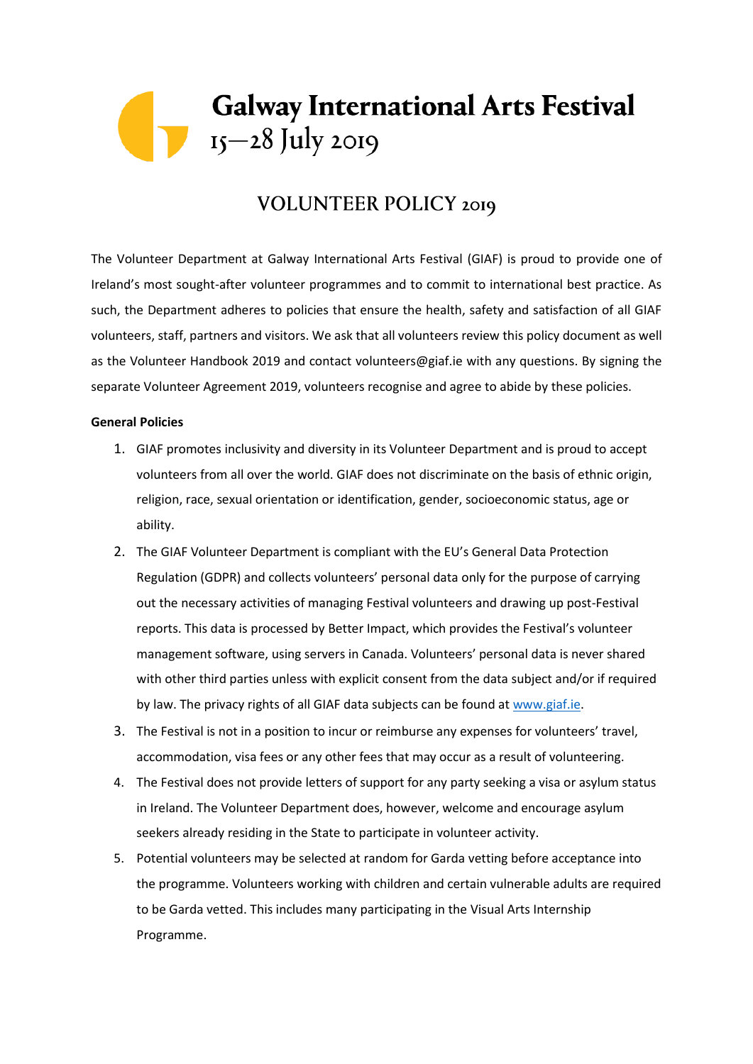# Galway International Arts Festival

15—28 July 2019

## VOLUNTEER POLICY 2019

The Volunteer Department at Galway International Arts Festival (GIAF) is proud to provide one of Ireland's most sought-after volunteer programmes and to commit to international best practice. As such, the Department adheres to policies that ensure the health, safety and satisfaction of all GIAF volunteers, staff, partners and visitors. We ask that all volunteers review this policy document as well as the Volunteer Handbook 2019 and contact volunteers@giaf.ie with any questions. By signing the separate Volunteer Agreement 2019, volunteers recognise and agree to abide by these policies.

**General Policies**

1. GIAF promotes inclusivity and diversity in its Volunteer Department and is proud to accept volunteers from all over the world. GIAF does not discriminate on the basis of ethnic origin, religion, race, sexual orientation or identification, gender, socioeconomic status, age or ability.
2. The GIAF Volunteer Department is compliant with the EU's General Data Protection Regulation (GDPR) and collects volunteers' personal data only for the purpose of carrying out the necessary activities of managing Festival volunteers and drawing up post-Festival reports. This data is processed by Better Impact, which provides the Festival's volunteer management software, using servers in Canada. Volunteers' personal data is never shared with other third parties unless with explicit consent from the data subject and/or if required by law. The privacy rights of all GIAF data subjects can be found at www.giaf.ie.
3. The Festival is not in a position to incur or reimburse any expenses for volunteers' travel, accommodation, visa fees or any other fees that may occur as a result of volunteering.
4. The Festival does not provide letters of support for any party seeking a visa or asylum status in Ireland. The Volunteer Department does, however, welcome and encourage asylum seekers already residing in the State to participate in volunteer activity.
5. Potential volunteers may be selected at random for Garda vetting before acceptance into the programme. Volunteers working with children and certain vulnerable adults are required to be Garda vetted. This includes many participating in the Visual Arts Internship Programme.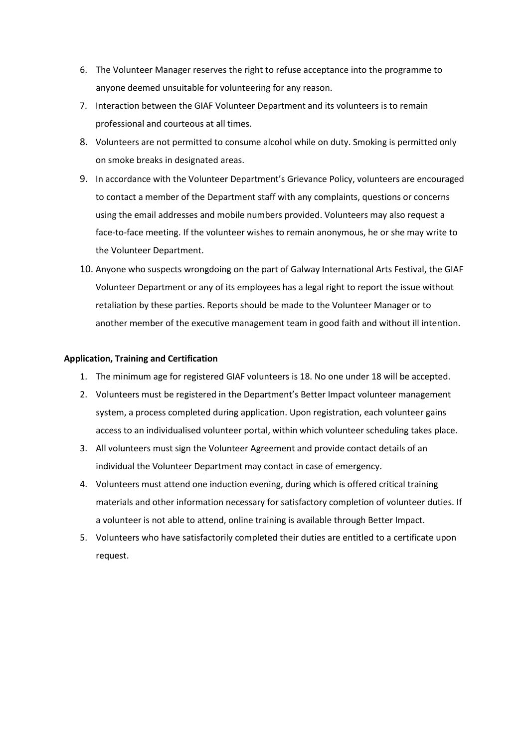6. The Volunteer Manager reserves the right to refuse acceptance into the programme to anyone deemed unsuitable for volunteering for any reason.
7. Interaction between the GIAF Volunteer Department and its volunteers is to remain professional and courteous at all times.
8. Volunteers are not permitted to consume alcohol while on duty. Smoking is permitted only on smoke breaks in designated areas.
9. In accordance with the Volunteer Department's Grievance Policy, volunteers are encouraged to contact a member of the Department staff with any complaints, questions or concerns using the email addresses and mobile numbers provided. Volunteers may also request a face-to-face meeting. If the volunteer wishes to remain anonymous, he or she may write to the Volunteer Department.
10. Anyone who suspects wrongdoing on the part of Galway International Arts Festival, the GIAF Volunteer Department or any of its employees has a legal right to report the issue without retaliation by these parties. Reports should be made to the Volunteer Manager or to another member of the executive management team in good faith and without ill intention.

**Application, Training and Certification**

1. The minimum age for registered GIAF volunteers is 18. No one under 18 will be accepted.
2. Volunteers must be registered in the Department's Better Impact volunteer management system, a process completed during application. Upon registration, each volunteer gains access to an individualised volunteer portal, within which volunteer scheduling takes place.
3. All volunteers must sign the Volunteer Agreement and provide contact details of an individual the Volunteer Department may contact in case of emergency.
4. Volunteers must attend one induction evening, during which is offered critical training materials and other information necessary for satisfactory completion of volunteer duties. If a volunteer is not able to attend, online training is available through Better Impact.
5. Volunteers who have satisfactorily completed their duties are entitled to a certificate upon request.